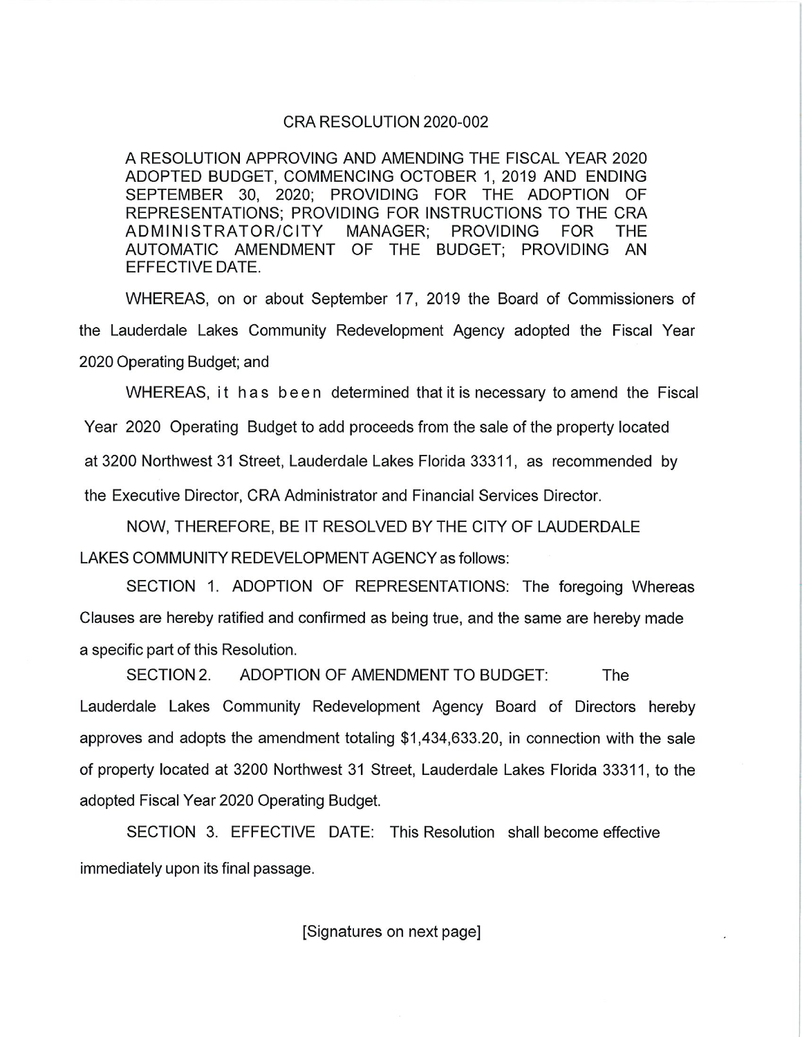# CRA RESOLUTION 2020-002

A RESOLUTION APPROVING AND AMENDING THE FISCAL YEAR 2020 ADOPTED BUDGET, COMMENCING OCTOBER 1, 2019 AND ENDING SEPTEMBER 30, 2020; PROVIDING FOR THE ADOPTION OF REPRESENTATIONS; PROVIDING FOR INSTRUCTIONS TO THE CRA ADMINISTRATOR/CITY MANAGER; PROVIDING FOR THE AUTOMATIC AMENDMENT OF THE BUDGET; PROVIDING AN EFFECTIVE DATE.

WHEREAS, on or about September 17, 2019 the Board of Commissioners of the Lauderdale Lakes Community Redevelopment Agency adopted the Fiscal Year 2020 Operating Budget; and

WHEREAS, it has been determined that it is necessary to amend the Fiscal Year 2020 Operating Budget to add proceeds from the sale of the property located at 3200 Northwest 31 Street, Lauderdale Lakes Florida 33311, as recommended by the Executive Director, CRA Administrator and Financial Services Director.

NOW, THEREFORE, BE IT RESOLVED BY THE CITY OF LAUDERDALE LAKES COMMUNITY REDEVELOPMENT AGENCY as follows:

SECTION 1. ADOPTION OF REPRESENTATIONS: The foregoing Whereas Clauses are hereby ratified and confirmed as being true, and the same are hereby made a specific part of this Resolution.

SECTION 2. ADOPTION OF AMENDMENT TO BUDGET: The Lauderdale Lakes Community Redevelopment Agency Board of Directors hereby approves and adopts the amendment totaling $1,434,633.20, in connection with the sale of property located at 3200 Northwest 31 Street, Lauderdale Lakes Florida 33311, to the adopted Fiscal Year 2020 Operating Budget.

SECTION 3. EFFECTIVE DATE: This Resolution shall become effective immediately upon its final passage.

[Signatures on next page]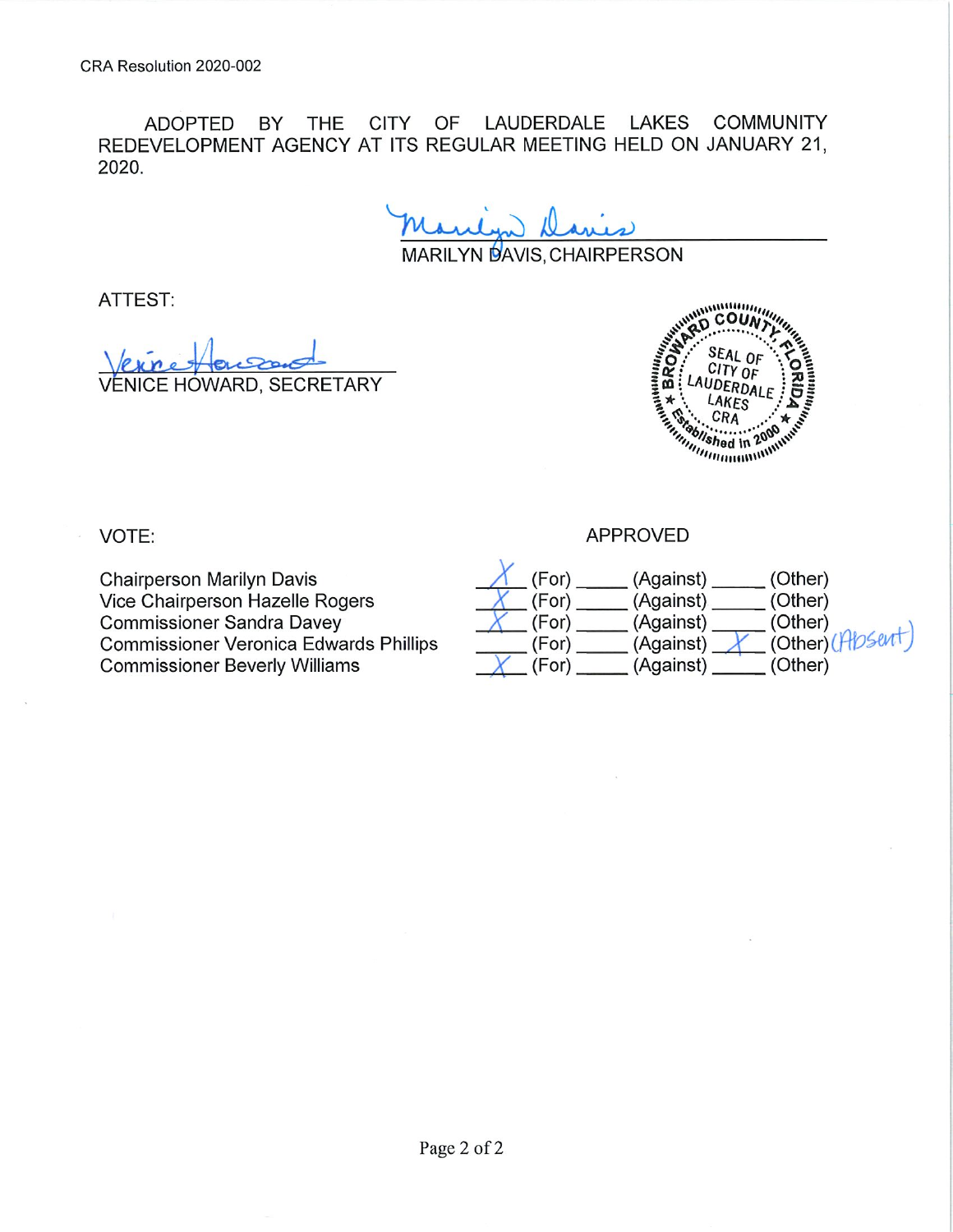CRA Resolution 2020-002

ADOPTED BY THE CITY OF LAUDERDALE LAKES COMMUNITY REDEVELOPMENT AGENCY AT ITS REGULAR MEETING HELD ON JANUARY 21, 2020.

Marilyn Davis

MARILYN DAVIS, CHAIRPERSON

ATTEST:

Venice Howard

VENICE HOWARD, SECRETARY

SEAL OF CITY OF LAUDERDALE LAKES CRA — BROWARD COUNTY, FLORIDA — Established in 2000

VOTE:

APPROVED

| | (For) | (Against) | (Other) |
|---|---|---|---|
| Chairperson Marilyn Davis | X | | |
| Vice Chairperson Hazelle Rogers | X | | |
| Commissioner Sandra Davey | X | | |
| Commissioner Veronica Edwards Phillips | | | X (Absent) |
| Commissioner Beverly Williams | X | | |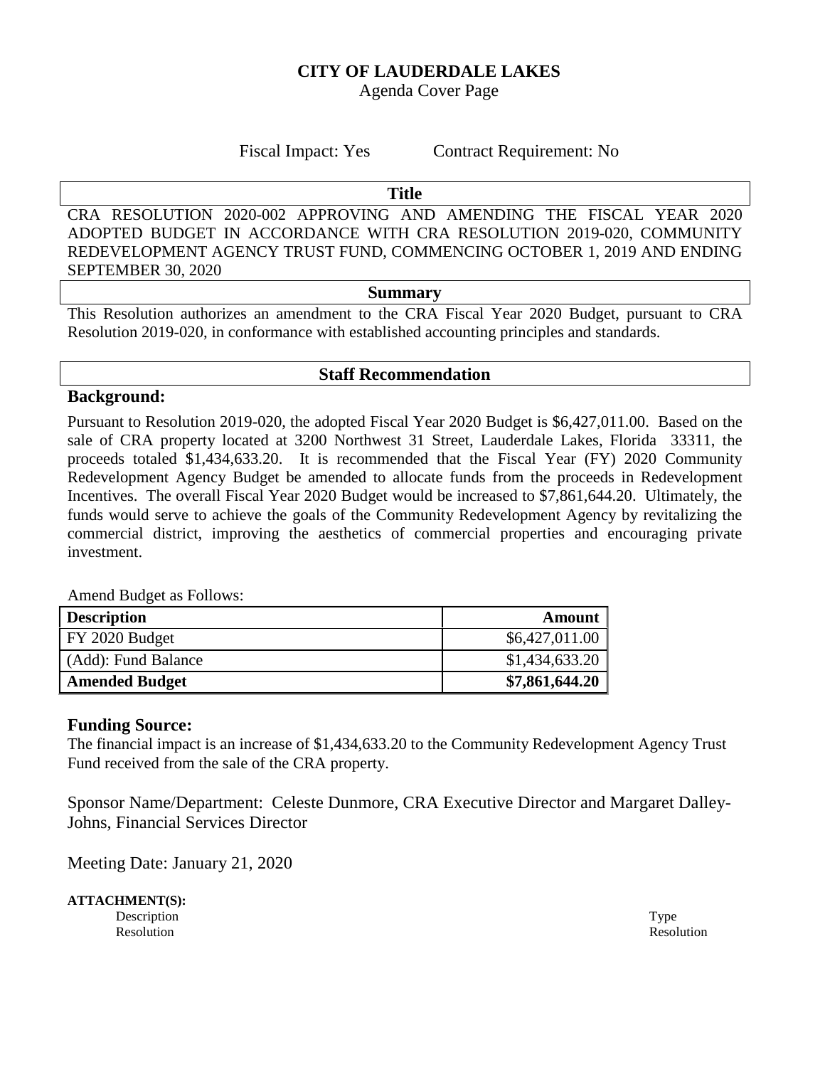# CITY OF LAUDERDALE LAKES

Agenda Cover Page

Fiscal Impact: Yes Contract Requirement: No

## Title

CRA RESOLUTION 2020-002 APPROVING AND AMENDING THE FISCAL YEAR 2020 ADOPTED BUDGET IN ACCORDANCE WITH CRA RESOLUTION 2019-020, COMMUNITY REDEVELOPMENT AGENCY TRUST FUND, COMMENCING OCTOBER 1, 2019 AND ENDING SEPTEMBER 30, 2020

## Summary

This Resolution authorizes an amendment to the CRA Fiscal Year 2020 Budget, pursuant to CRA Resolution 2019-020, in conformance with established accounting principles and standards.

## Staff Recommendation

### Background:

Pursuant to Resolution 2019-020, the adopted Fiscal Year 2020 Budget is $6,427,011.00. Based on the sale of CRA property located at 3200 Northwest 31 Street, Lauderdale Lakes, Florida 33311, the proceeds totaled $1,434,633.20. It is recommended that the Fiscal Year (FY) 2020 Community Redevelopment Agency Budget be amended to allocate funds from the proceeds in Redevelopment Incentives. The overall Fiscal Year 2020 Budget would be increased to $7,861,644.20. Ultimately, the funds would serve to achieve the goals of the Community Redevelopment Agency by revitalizing the commercial district, improving the aesthetics of commercial properties and encouraging private investment.

Amend Budget as Follows:

| Description | Amount |
|---|---:|
| FY 2020 Budget | $6,427,011.00 |
| (Add): Fund Balance | $1,434,633.20 |
| **Amended Budget** | **$7,861,644.20** |

### Funding Source:

The financial impact is an increase of $1,434,633.20 to the Community Redevelopment Agency Trust Fund received from the sale of the CRA property.

Sponsor Name/Department: Celeste Dunmore, CRA Executive Director and Margaret Dalley-Johns, Financial Services Director

Meeting Date: January 21, 2020

**ATTACHMENT(S):**

| Description | Type |
|---|---|
| Resolution | Resolution |